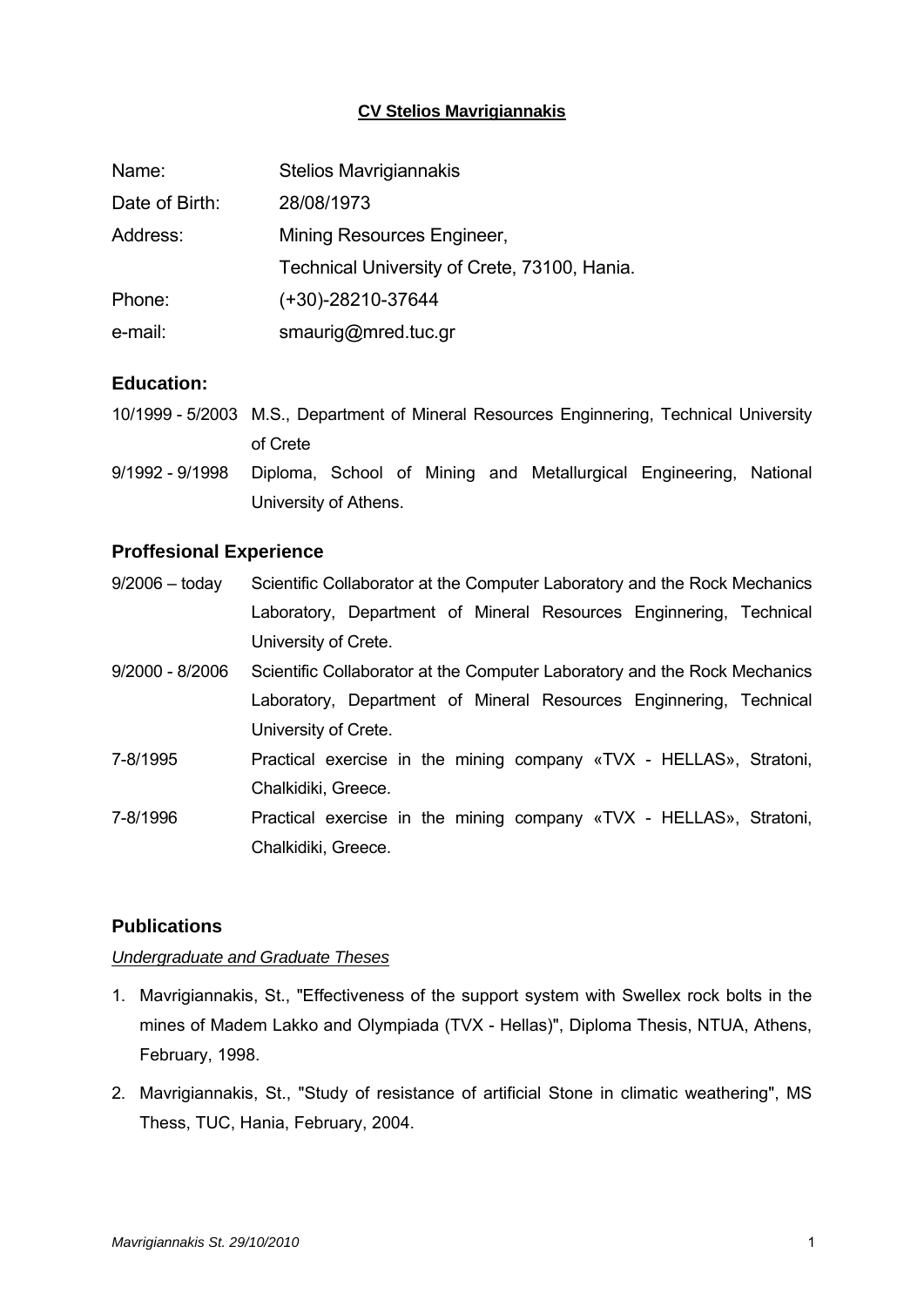# CV Stelios Mavrigiannakis

| | |
|---|---|
| Name: | Stelios Mavrigiannakis |
| Date of Birth: | 28/08/1973 |
| Address: | Mining Resources Engineer, |
| | Technical University of Crete, 73100, Hania. |
| Phone: | (+30)-28210-37644 |
| e-mail: | smaurig@mred.tuc.gr |

## Education:

| | |
|---|---|
| 10/1999 - 5/2003 | M.S., Department of Mineral Resources Enginnering, Technical University of Crete |
| 9/1992 - 9/1998 | Diploma, School of Mining and Metallurgical Engineering, National University of Athens. |

## Proffesional Experience

| | |
|---|---|
| 9/2006 – today | Scientific Collaborator at the Computer Laboratory and the Rock Mechanics Laboratory, Department of Mineral Resources Enginnering, Technical University of Crete. |
| 9/2000 - 8/2006 | Scientific Collaborator at the Computer Laboratory and the Rock Mechanics Laboratory, Department of Mineral Resources Enginnering, Technical University of Crete. |
| 7-8/1995 | Practical exercise in the mining company «TVX - HELLAS», Stratoni, Chalkidiki, Greece. |
| 7-8/1996 | Practical exercise in the mining company «TVX - HELLAS», Stratoni, Chalkidiki, Greece. |

## Publications

*Undergraduate and Graduate Theses*

1. Mavrigiannakis, St., "Effectiveness of the support system with Swellex rock bolts in the mines of Madem Lakko and Olympiada (TVX - Hellas)", Diploma Thesis, NTUA, Athens, February, 1998.
2. Mavrigiannakis, St., "Study of resistance of artificial Stone in climatic weathering", MS Thess, TUC, Hania, February, 2004.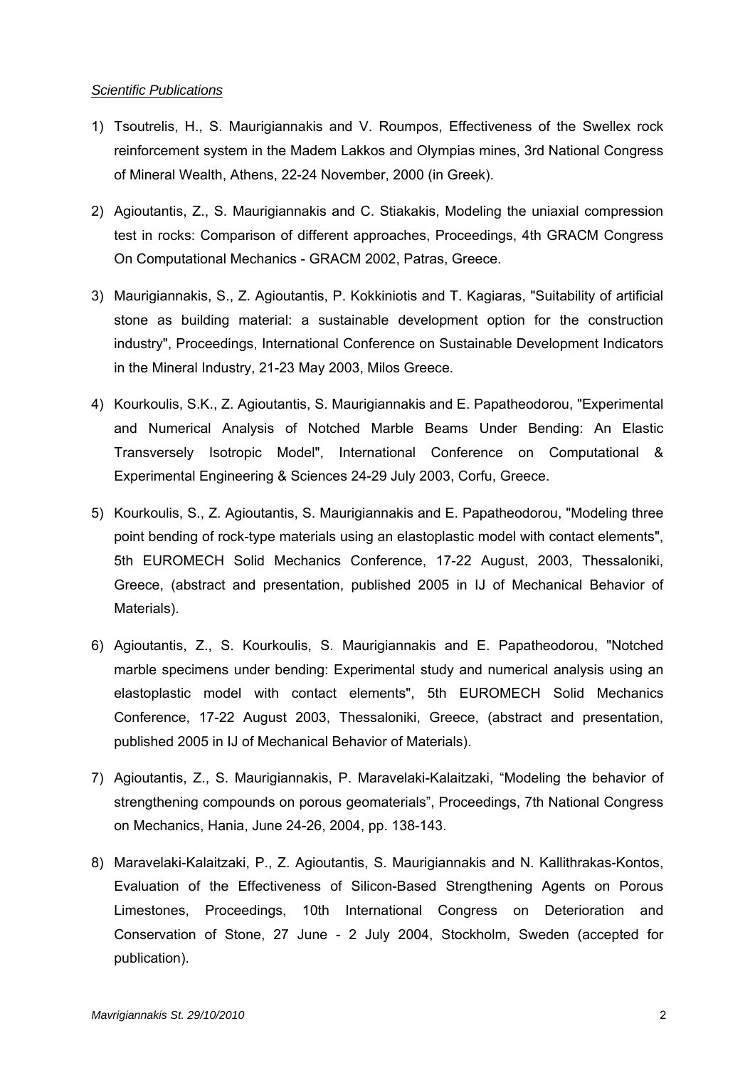*Scientific Publications*

1) Tsoutrelis, H., S. Maurigiannakis and V. Roumpos, Effectiveness of the Swellex rock reinforcement system in the Madem Lakkos and Olympias mines, 3rd National Congress of Mineral Wealth, Athens, 22-24 November, 2000 (in Greek).

2) Agioutantis, Z., S. Maurigiannakis and C. Stiakakis, Modeling the uniaxial compression test in rocks: Comparison of different approaches, Proceedings, 4th GRACM Congress On Computational Mechanics - GRACM 2002, Patras, Greece.

3) Maurigiannakis, S., Z. Agioutantis, P. Kokkiniotis and T. Kagiaras, "Suitability of artificial stone as building material: a sustainable development option for the construction industry", Proceedings, International Conference on Sustainable Development Indicators in the Mineral Industry, 21-23 May 2003, Milos Greece.

4) Kourkoulis, S.K., Z. Agioutantis, S. Maurigiannakis and E. Papatheodorou, "Experimental and Numerical Analysis of Notched Marble Beams Under Bending: An Elastic Transversely Isotropic Model", International Conference on Computational & Experimental Engineering & Sciences 24-29 July 2003, Corfu, Greece.

5) Kourkoulis, S., Z. Agioutantis, S. Maurigiannakis and E. Papatheodorou, "Modeling three point bending of rock-type materials using an elastoplastic model with contact elements", 5th EUROMECH Solid Mechanics Conference, 17-22 August, 2003, Thessaloniki, Greece, (abstract and presentation, published 2005 in IJ of Mechanical Behavior of Materials).

6) Agioutantis, Z., S. Kourkoulis, S. Maurigiannakis and E. Papatheodorou, "Notched marble specimens under bending: Experimental study and numerical analysis using an elastoplastic model with contact elements", 5th EUROMECH Solid Mechanics Conference, 17-22 August 2003, Thessaloniki, Greece, (abstract and presentation, published 2005 in IJ of Mechanical Behavior of Materials).

7) Agioutantis, Z., S. Maurigiannakis, P. Maravelaki-Kalaitzaki, "Modeling the behavior of strengthening compounds on porous geomaterials", Proceedings, 7th National Congress on Mechanics, Hania, June 24-26, 2004, pp. 138-143.

8) Maravelaki-Kalaitzaki, P., Z. Agioutantis, S. Maurigiannakis and N. Kallithrakas-Kontos, Evaluation of the Effectiveness of Silicon-Based Strengthening Agents on Porous Limestones, Proceedings, 10th International Congress on Deterioration and Conservation of Stone, 27 June - 2 July 2004, Stockholm, Sweden (accepted for publication).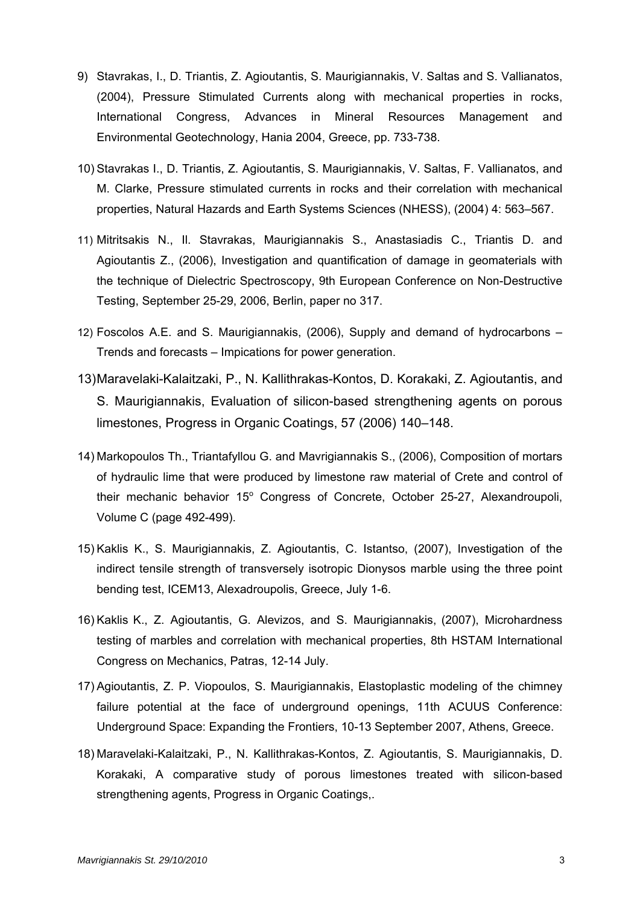9) Stavrakas, I., D. Triantis, Z. Agioutantis, S. Maurigiannakis, V. Saltas and S. Vallianatos, (2004), Pressure Stimulated Currents along with mechanical properties in rocks, International Congress, Advances in Mineral Resources Management and Environmental Geotechnology, Hania 2004, Greece, pp. 733-738.

10) Stavrakas I., D. Triantis, Z. Agioutantis, S. Maurigiannakis, V. Saltas, F. Vallianatos, and M. Clarke, Pressure stimulated currents in rocks and their correlation with mechanical properties, Natural Hazards and Earth Systems Sciences (NHESS), (2004) 4: 563–567.

11) Mitritsakis N., Il. Stavrakas, Maurigiannakis S., Anastasiadis C., Triantis D. and Agioutantis Z., (2006), Investigation and quantification of damage in geomaterials with the technique of Dielectric Spectroscopy, 9th European Conference on Non-Destructive Testing, September 25-29, 2006, Berlin, paper no 317.

12) Foscolos A.E. and S. Maurigiannakis, (2006), Supply and demand of hydrocarbons – Trends and forecasts – Impications for power generation.

13) Maravelaki-Kalaitzaki, P., N. Kallithrakas-Kontos, D. Korakaki, Z. Agioutantis, and S. Maurigiannakis, Evaluation of silicon-based strengthening agents on porous limestones, Progress in Organic Coatings, 57 (2006) 140–148.

14) Markopoulos Th., Triantafyllou G. and Mavrigiannakis S., (2006), Composition of mortars of hydraulic lime that were produced by limestone raw material of Crete and control of their mechanic behavior 15$^{o}$ Congress of Concrete, October 25-27, Alexandroupoli, Volume C (page 492-499).

15) Kaklis K., S. Maurigiannakis, Z. Agioutantis, C. Istantso, (2007), Investigation of the indirect tensile strength of transversely isotropic Dionysos marble using the three point bending test, ICEM13, Alexadroupolis, Greece, July 1-6.

16) Kaklis K., Z. Agioutantis, G. Alevizos, and S. Maurigiannakis, (2007), Microhardness testing of marbles and correlation with mechanical properties, 8th HSTAM International Congress on Mechanics, Patras, 12-14 July.

17) Agioutantis, Z. P. Viopoulos, S. Maurigiannakis, Elastoplastic modeling of the chimney failure potential at the face of underground openings, 11th ACUUS Conference: Underground Space: Expanding the Frontiers, 10-13 September 2007, Athens, Greece.

18) Maravelaki-Kalaitzaki, P., N. Kallithrakas-Kontos, Z. Agioutantis, S. Maurigiannakis, D. Korakaki, A comparative study of porous limestones treated with silicon-based strengthening agents, Progress in Organic Coatings,.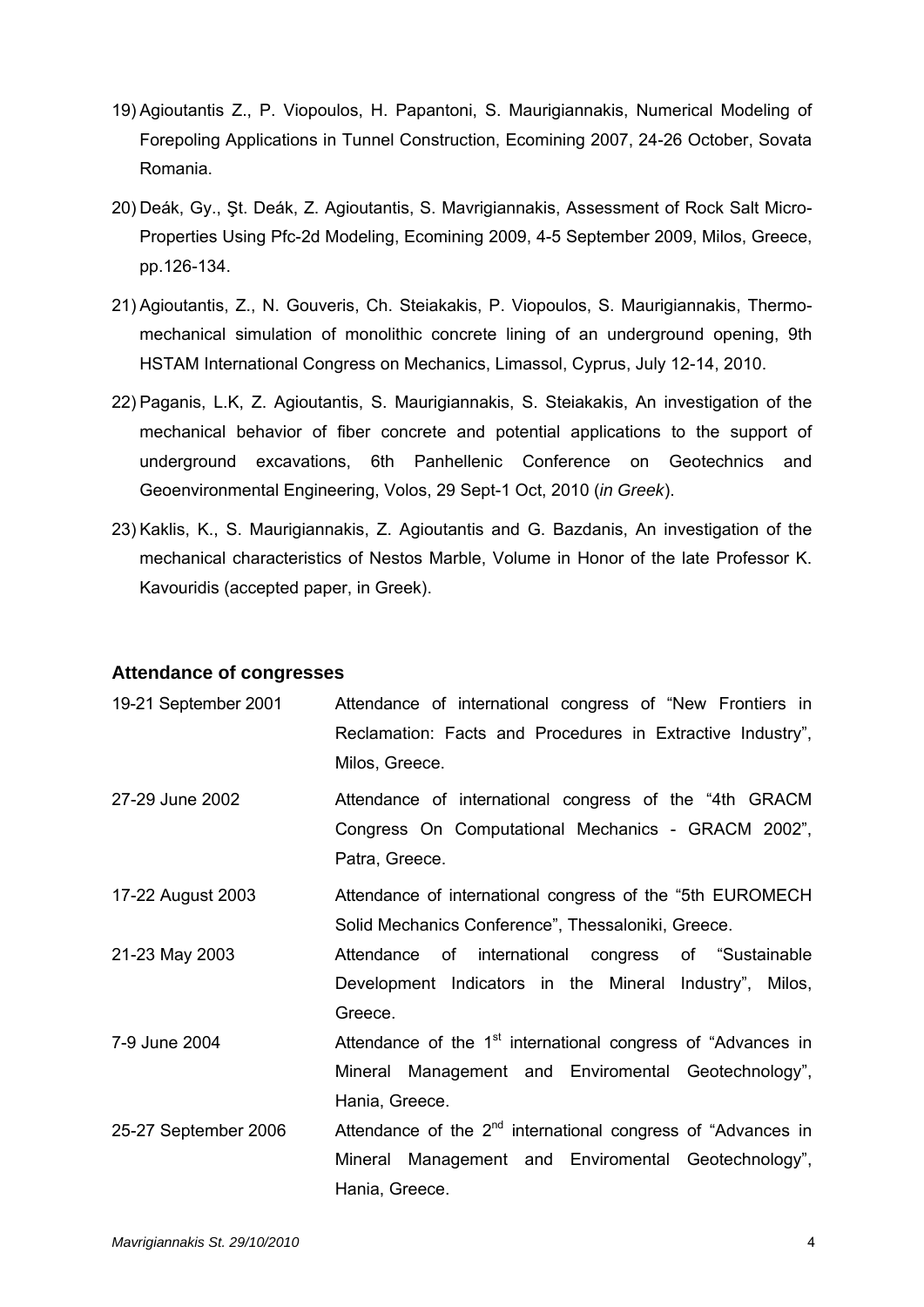19) Agioutantis Z., P. Viopoulos, H. Papantoni, S. Maurigiannakis, Numerical Modeling of Forepoling Applications in Tunnel Construction, Ecomining 2007, 24-26 October, Sovata Romania.

20) Deák, Gy., Şt. Deák, Z. Agioutantis, S. Mavrigiannakis, Assessment of Rock Salt Micro-Properties Using Pfc-2d Modeling, Ecomining 2009, 4-5 September 2009, Milos, Greece, pp.126-134.

21) Agioutantis, Z., N. Gouveris, Ch. Steiakakis, P. Viopoulos, S. Maurigiannakis, Thermo-mechanical simulation of monolithic concrete lining of an underground opening, 9th HSTAM International Congress on Mechanics, Limassol, Cyprus, July 12-14, 2010.

22) Paganis, L.K, Z. Agioutantis, S. Maurigiannakis, S. Steiakakis, An investigation of the mechanical behavior of fiber concrete and potential applications to the support of underground excavations, 6th Panhellenic Conference on Geotechnics and Geoenvironmental Engineering, Volos, 29 Sept-1 Oct, 2010 (*in Greek*).

23) Kaklis, K., S. Maurigiannakis, Z. Agioutantis and G. Bazdanis, An investigation of the mechanical characteristics of Nestos Marble, Volume in Honor of the late Professor K. Kavouridis (accepted paper, in Greek).

### Attendance of congresses

| | |
|---|---|
| 19-21 September 2001 | Attendance of international congress of "New Frontiers in Reclamation: Facts and Procedures in Extractive Industry", Milos, Greece. |
| 27-29 June 2002 | Attendance of international congress of the "4th GRACM Congress On Computational Mechanics - GRACM 2002", Patra, Greece. |
| 17-22 August 2003 | Attendance of international congress of the "5th EUROMECH Solid Mechanics Conference", Thessaloniki, Greece. |
| 21-23 May 2003 | Attendance of international congress of "Sustainable Development Indicators in the Mineral Industry", Milos, Greece. |
| 7-9 June 2004 | Attendance of the 1st international congress of "Advances in Mineral Management and Enviromental Geotechnology", Hania, Greece. |
| 25-27 September 2006 | Attendance of the 2nd international congress of "Advances in Mineral Management and Enviromental Geotechnology", Hania, Greece. |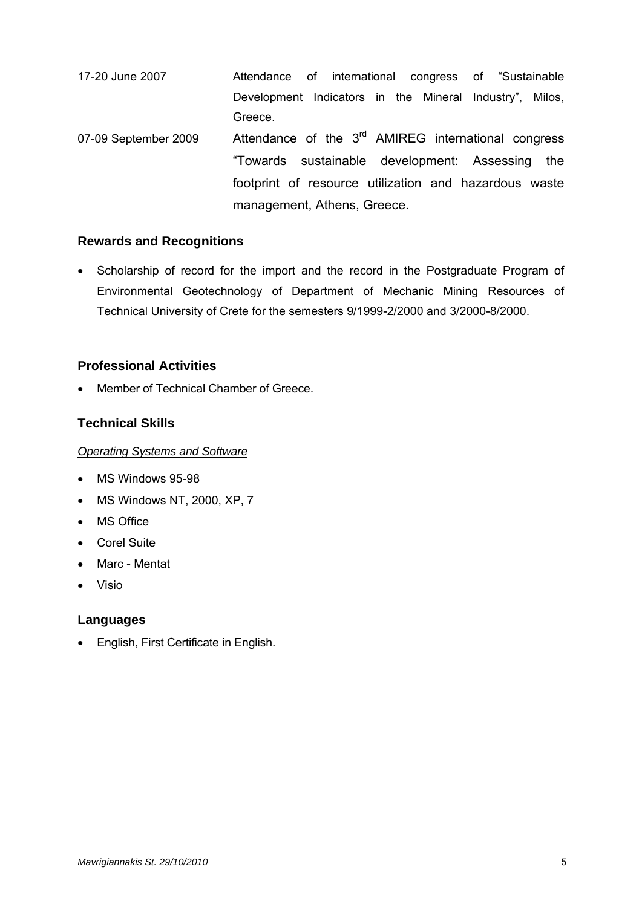17-20 June 2007 Attendance of international congress of "Sustainable Development Indicators in the Mineral Industry", Milos, Greece.

07-09 September 2009 Attendance of the 3rd AMIREG international congress "Towards sustainable development: Assessing the footprint of resource utilization and hazardous waste management, Athens, Greece.

## Rewards and Recognitions

- Scholarship of record for the import and the record in the Postgraduate Program of Environmental Geotechnology of Department of Mechanic Mining Resources of Technical University of Crete for the semesters 9/1999-2/2000 and 3/2000-8/2000.

## Professional Activities

- Member of Technical Chamber of Greece.

## Technical Skills

*Operating Systems and Software*

- MS Windows 95-98
- MS Windows NT, 2000, XP, 7
- MS Office
- Corel Suite
- Marc - Mentat
- Visio

## Languages

- English, First Certificate in English.